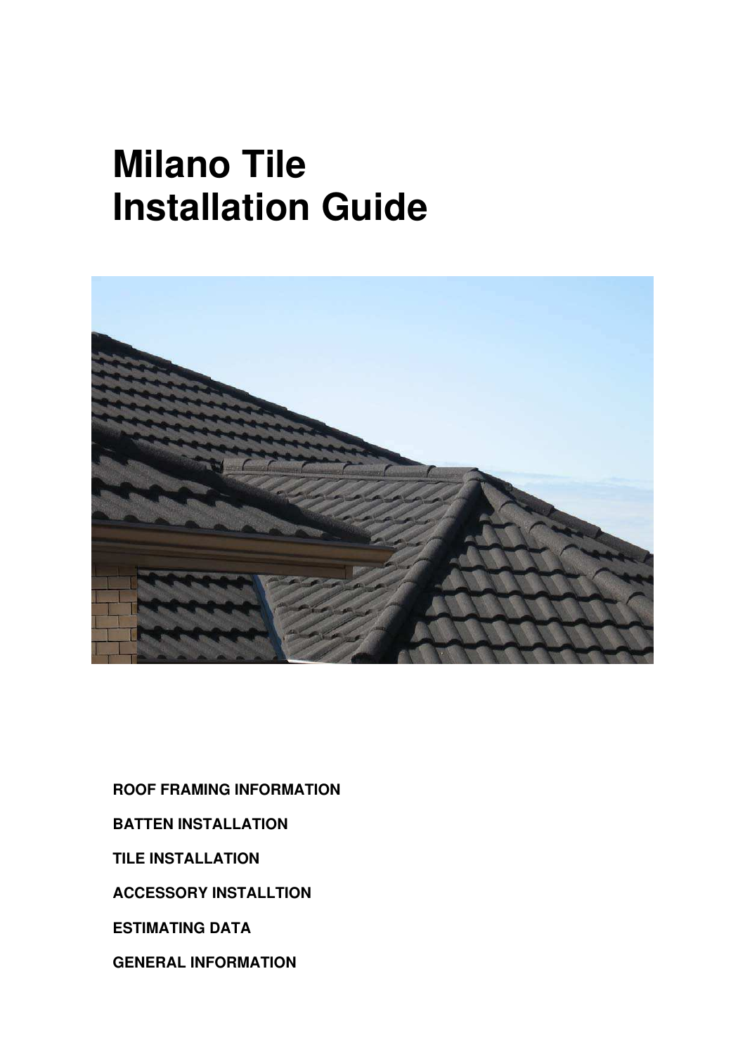# Milano Tile Installation Guide

**ROOF FRAMING INFORMATION**

**BATTEN INSTALLATION**

**TILE INSTALLATION**

**ACCESSORY INSTALLTION**

**ESTIMATING DATA**

**GENERAL INFORMATION**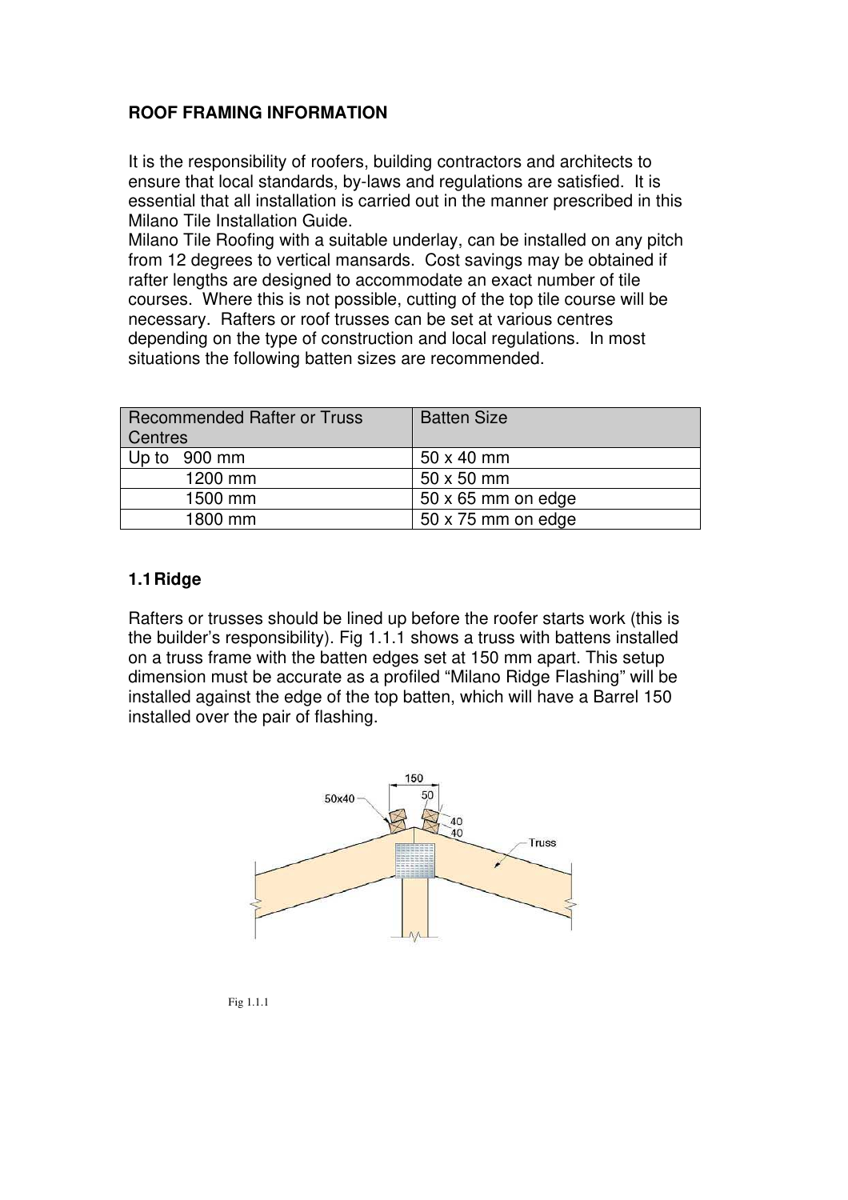## ROOF FRAMING INFORMATION

It is the responsibility of roofers, building contractors and architects to ensure that local standards, by-laws and regulations are satisfied. It is essential that all installation is carried out in the manner prescribed in this Milano Tile Installation Guide.

Milano Tile Roofing with a suitable underlay, can be installed on any pitch from 12 degrees to vertical mansards. Cost savings may be obtained if rafter lengths are designed to accommodate an exact number of tile courses. Where this is not possible, cutting of the top tile course will be necessary. Rafters or roof trusses can be set at various centres depending on the type of construction and local regulations. In most situations the following batten sizes are recommended.

| Recommended Rafter or Truss Centres | Batten Size |
|---|---|
| Up to 900 mm | 50 x 40 mm |
| 1200 mm | 50 x 50 mm |
| 1500 mm | 50 x 65 mm on edge |
| 1800 mm | 50 x 75 mm on edge |

### 1.1 Ridge

Rafters or trusses should be lined up before the roofer starts work (this is the builder's responsibility). Fig 1.1.1 shows a truss with battens installed on a truss frame with the batten edges set at 150 mm apart. This setup dimension must be accurate as a profiled "Milano Ridge Flashing" will be installed against the edge of the top batten, which will have a Barrel 150 installed over the pair of flashing.

Fig 1.1.1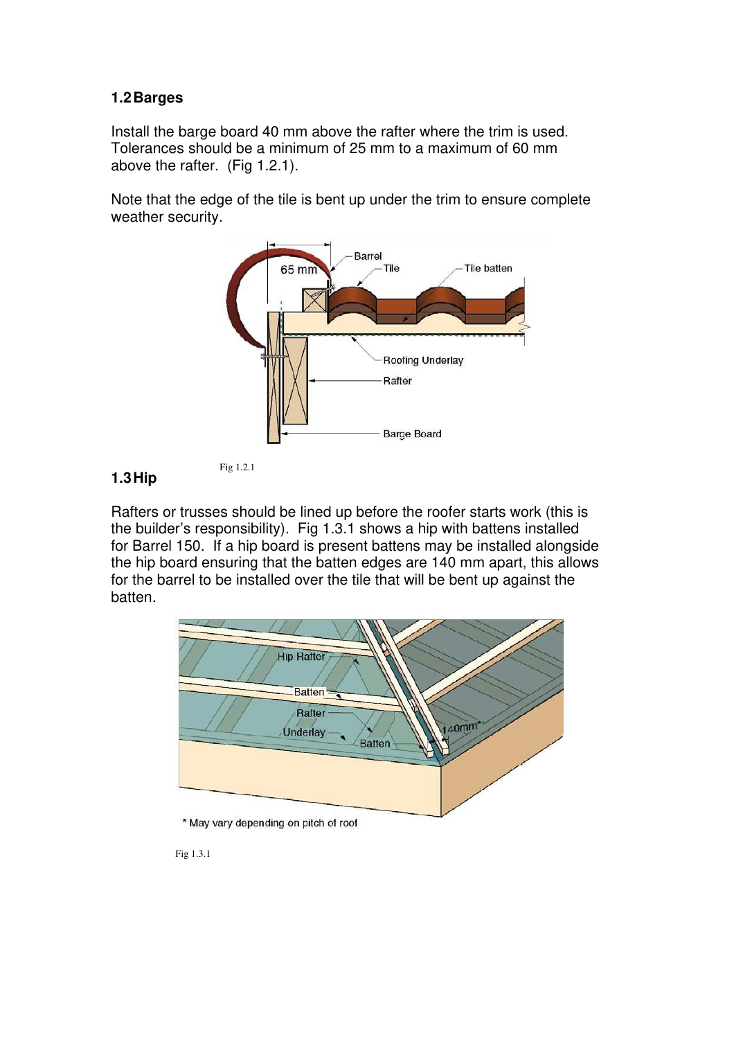## 1.2 Barges

Install the barge board 40 mm above the rafter where the trim is used. Tolerances should be a minimum of 25 mm to a maximum of 60 mm above the rafter. (Fig 1.2.1).

Note that the edge of the tile is bent up under the trim to ensure complete weather security.

Fig 1.2.1

## 1.3 Hip

Rafters or trusses should be lined up before the roofer starts work (this is the builder's responsibility). Fig 1.3.1 shows a hip with battens installed for Barrel 150. If a hip board is present battens may be installed alongside the hip board ensuring that the batten edges are 140 mm apart, this allows for the barrel to be installed over the tile that will be bent up against the batten.

Fig 1.3.1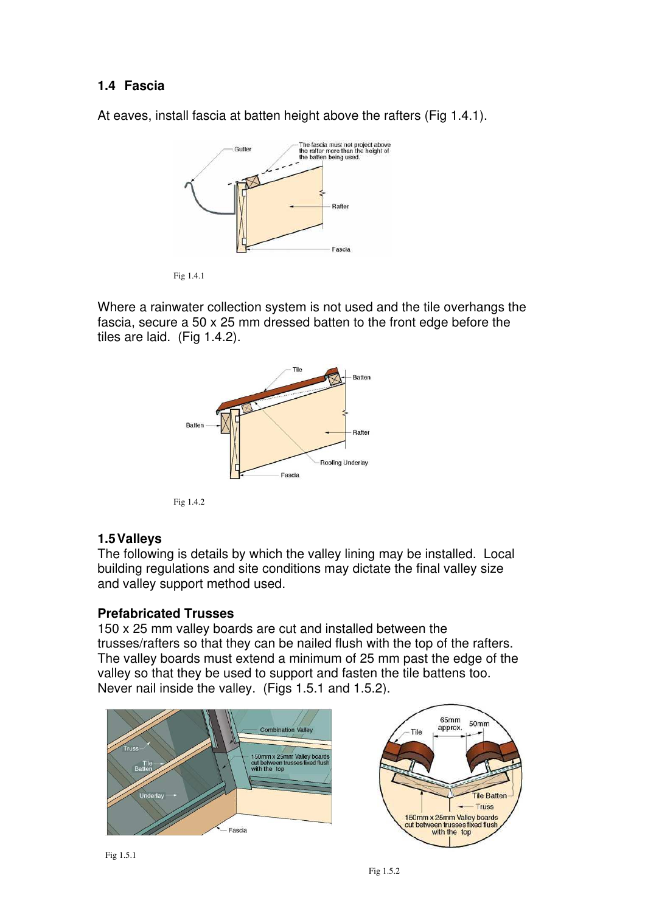## 1.4 Fascia

At eaves, install fascia at batten height above the rafters (Fig 1.4.1).

Fig 1.4.1

Where a rainwater collection system is not used and the tile overhangs the fascia, secure a 50 x 25 mm dressed batten to the front edge before the tiles are laid. (Fig 1.4.2).

Fig 1.4.2

## 1.5 Valleys

The following is details by which the valley lining may be installed. Local building regulations and site conditions may dictate the final valley size and valley support method used.

### Prefabricated Trusses

150 x 25 mm valley boards are cut and installed between the trusses/rafters so that they can be nailed flush with the top of the rafters. The valley boards must extend a minimum of 25 mm past the edge of the valley so that they be used to support and fasten the tile battens too. Never nail inside the valley. (Figs 1.5.1 and 1.5.2).

Fig 1.5.1

Fig 1.5.2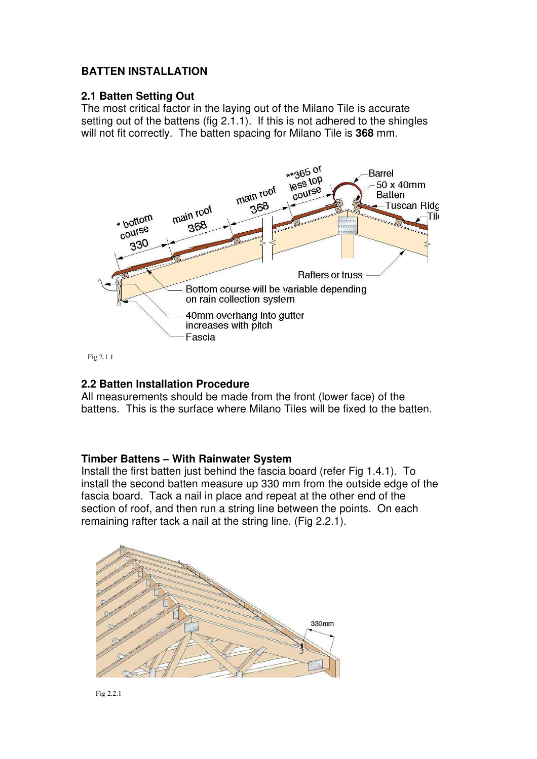## BATTEN INSTALLATION

### 2.1 Batten Setting Out

The most critical factor in the laying out of the Milano Tile is accurate setting out of the battens (fig 2.1.1). If this is not adhered to the shingles will not fit correctly. The batten spacing for Milano Tile is **368** mm.

Fig 2.1.1

### 2.2 Batten Installation Procedure

All measurements should be made from the front (lower face) of the battens. This is the surface where Milano Tiles will be fixed to the batten.

### Timber Battens – With Rainwater System

Install the first batten just behind the fascia board (refer Fig 1.4.1). To install the second batten measure up 330 mm from the outside edge of the fascia board. Tack a nail in place and repeat at the other end of the section of roof, and then run a string line between the points. On each remaining rafter tack a nail at the string line. (Fig 2.2.1).

Fig 2.2.1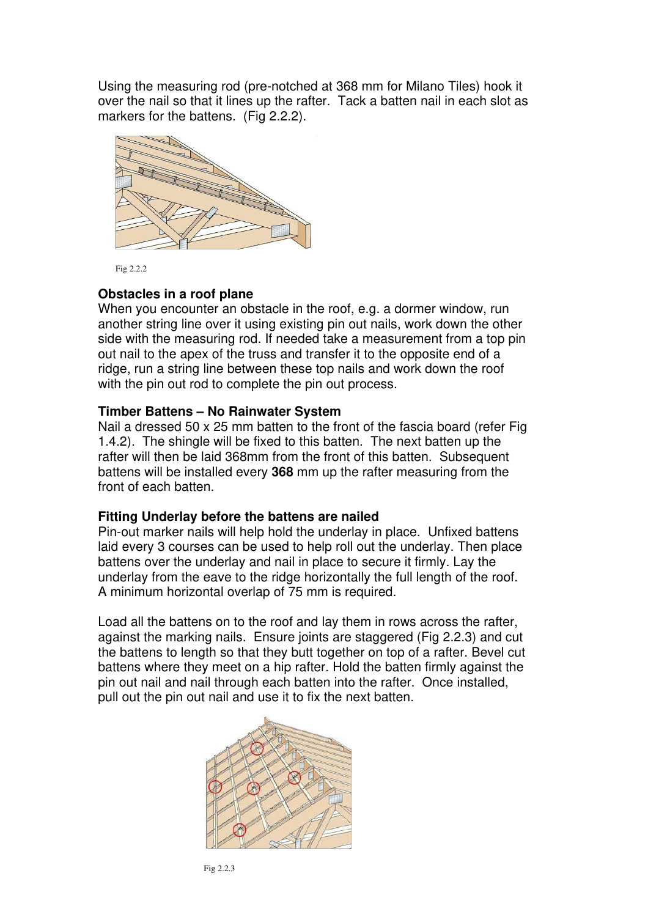Using the measuring rod (pre-notched at 368 mm for Milano Tiles) hook it over the nail so that it lines up the rafter. Tack a batten nail in each slot as markers for the battens. (Fig 2.2.2).

Fig 2.2.2

### Obstacles in a roof plane

When you encounter an obstacle in the roof, e.g. a dormer window, run another string line over it using existing pin out nails, work down the other side with the measuring rod. If needed take a measurement from a top pin out nail to the apex of the truss and transfer it to the opposite end of a ridge, run a string line between these top nails and work down the roof with the pin out rod to complete the pin out process.

### Timber Battens – No Rainwater System

Nail a dressed 50 x 25 mm batten to the front of the fascia board (refer Fig 1.4.2). The shingle will be fixed to this batten. The next batten up the rafter will then be laid 368mm from the front of this batten. Subsequent battens will be installed every **368** mm up the rafter measuring from the front of each batten.

### Fitting Underlay before the battens are nailed

Pin-out marker nails will help hold the underlay in place. Unfixed battens laid every 3 courses can be used to help roll out the underlay. Then place battens over the underlay and nail in place to secure it firmly. Lay the underlay from the eave to the ridge horizontally the full length of the roof. A minimum horizontal overlap of 75 mm is required.

Load all the battens on to the roof and lay them in rows across the rafter, against the marking nails. Ensure joints are staggered (Fig 2.2.3) and cut the battens to length so that they butt together on top of a rafter. Bevel cut battens where they meet on a hip rafter. Hold the batten firmly against the pin out nail and nail through each batten into the rafter. Once installed, pull out the pin out nail and use it to fix the next batten.

Fig 2.2.3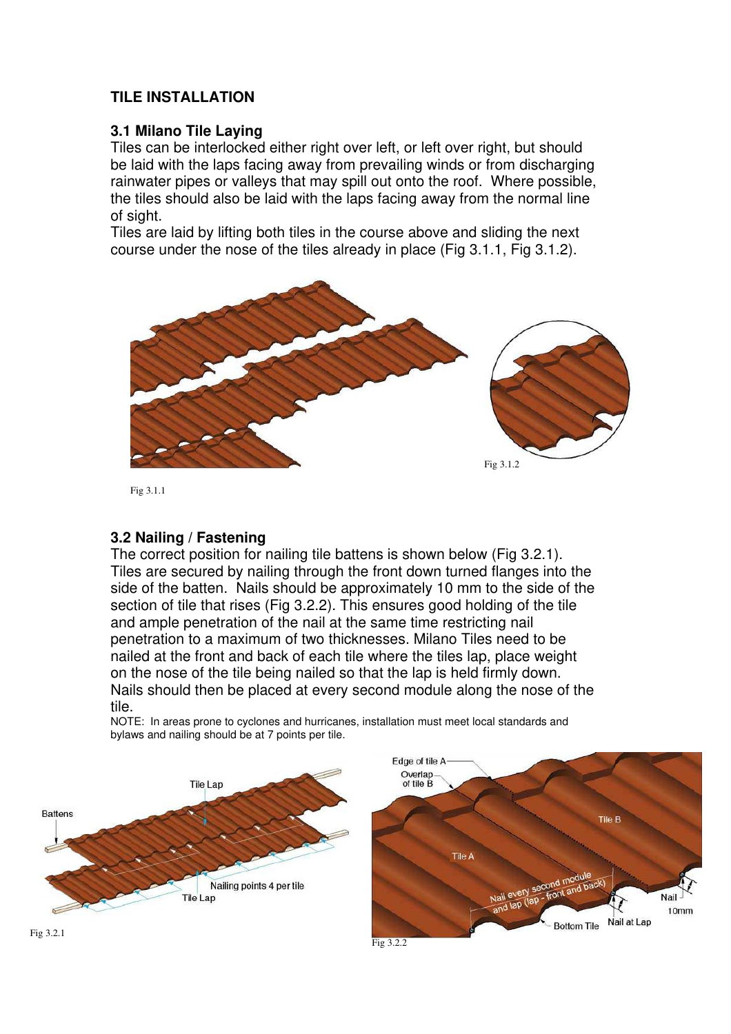## TILE INSTALLATION

### 3.1 Milano Tile Laying

Tiles can be interlocked either right over left, or left over right, but should be laid with the laps facing away from prevailing winds or from discharging rainwater pipes or valleys that may spill out onto the roof. Where possible, the tiles should also be laid with the laps facing away from the normal line of sight.

Tiles are laid by lifting both tiles in the course above and sliding the next course under the nose of the tiles already in place (Fig 3.1.1, Fig 3.1.2).

Fig 3.1.2

Fig 3.1.1

### 3.2 Nailing / Fastening

The correct position for nailing tile battens is shown below (Fig 3.2.1). Tiles are secured by nailing through the front down turned flanges into the side of the batten. Nails should be approximately 10 mm to the side of the section of tile that rises (Fig 3.2.2). This ensures good holding of the tile and ample penetration of the nail at the same time restricting nail penetration to a maximum of two thicknesses. Milano Tiles need to be nailed at the front and back of each tile where the tiles lap, place weight on the nose of the tile being nailed so that the lap is held firmly down. Nails should then be placed at every second module along the nose of the tile.

NOTE: In areas prone to cyclones and hurricanes, installation must meet local standards and bylaws and nailing should be at 7 points per tile.

Fig 3.2.1

Fig 3.2.2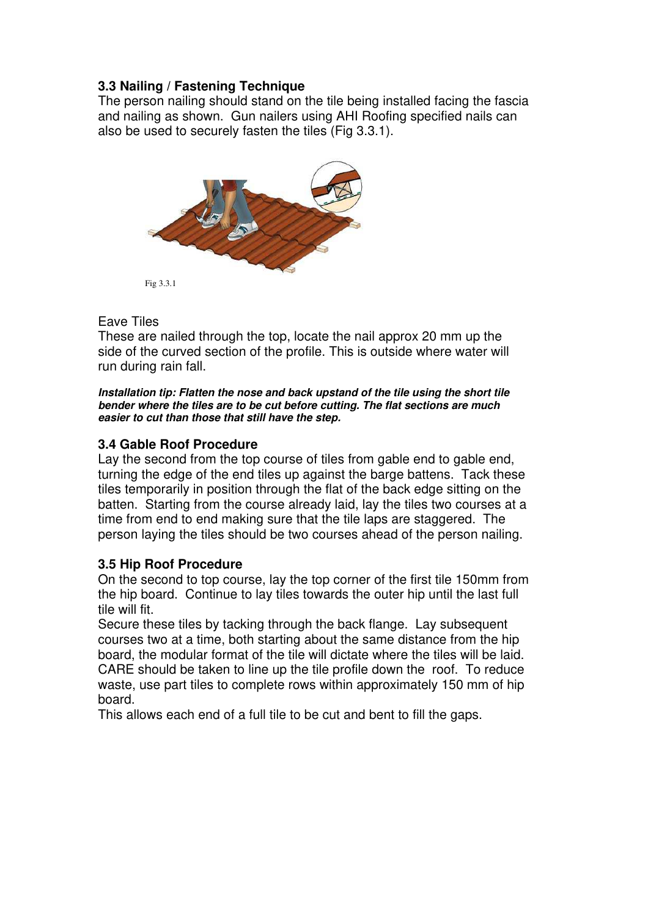### 3.3 Nailing / Fastening Technique

The person nailing should stand on the tile being installed facing the fascia and nailing as shown. Gun nailers using AHI Roofing specified nails can also be used to securely fasten the tiles (Fig 3.3.1).

Fig 3.3.1

Eave Tiles

These are nailed through the top, locate the nail approx 20 mm up the side of the curved section of the profile. This is outside where water will run during rain fall.

***Installation tip: Flatten the nose and back upstand of the tile using the short tile bender where the tiles are to be cut before cutting. The flat sections are much easier to cut than those that still have the step.***

### 3.4 Gable Roof Procedure

Lay the second from the top course of tiles from gable end to gable end, turning the edge of the end tiles up against the barge battens. Tack these tiles temporarily in position through the flat of the back edge sitting on the batten. Starting from the course already laid, lay the tiles two courses at a time from end to end making sure that the tile laps are staggered. The person laying the tiles should be two courses ahead of the person nailing.

### 3.5 Hip Roof Procedure

On the second to top course, lay the top corner of the first tile 150mm from the hip board. Continue to lay tiles towards the outer hip until the last full tile will fit.

Secure these tiles by tacking through the back flange. Lay subsequent courses two at a time, both starting about the same distance from the hip board, the modular format of the tile will dictate where the tiles will be laid. CARE should be taken to line up the tile profile down the roof. To reduce waste, use part tiles to complete rows within approximately 150 mm of hip board.

This allows each end of a full tile to be cut and bent to fill the gaps.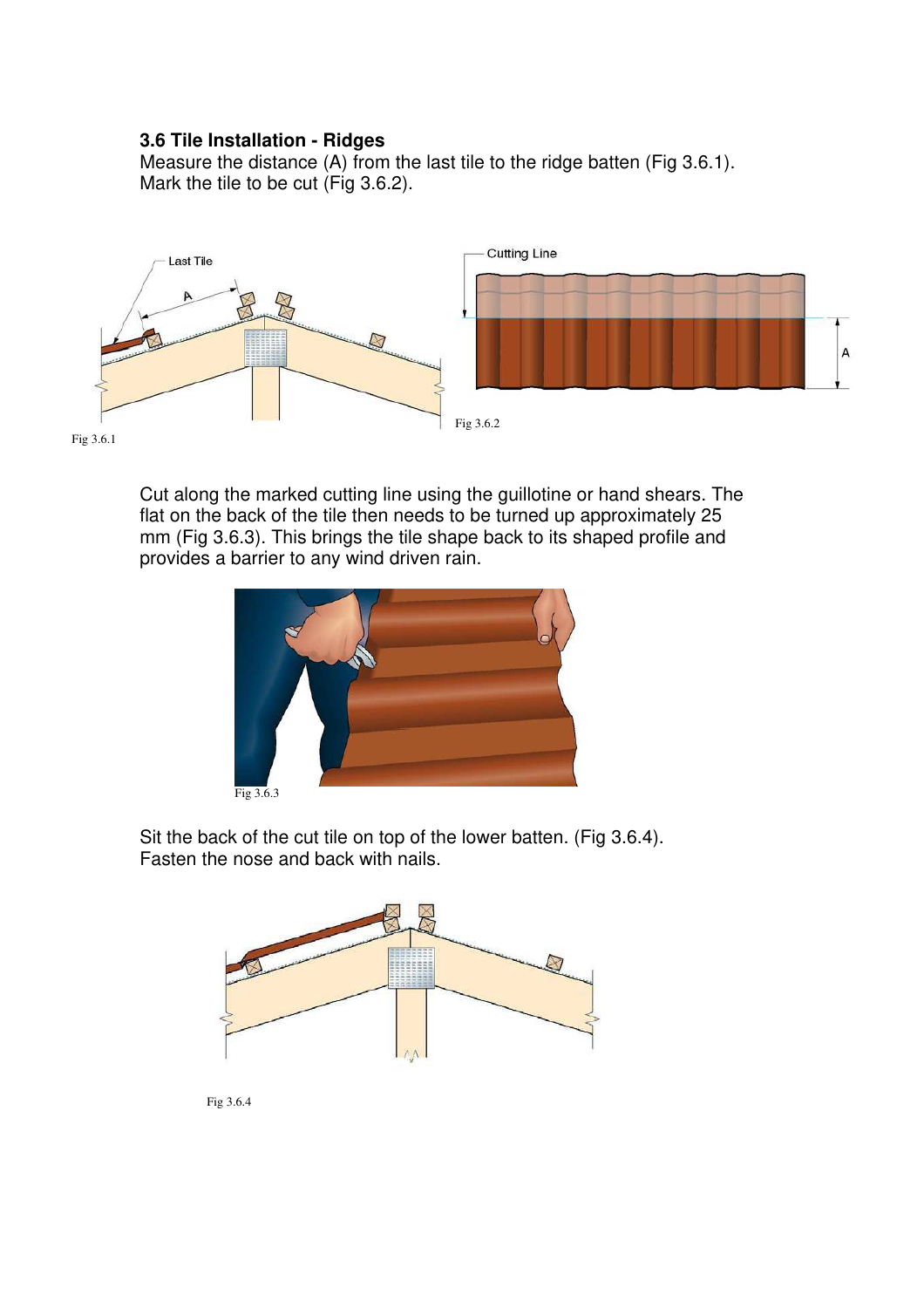### 3.6 Tile Installation - Ridges

Measure the distance (A) from the last tile to the ridge batten (Fig 3.6.1). Mark the tile to be cut (Fig 3.6.2).

Last Tile

A

Cutting Line

A

Fig 3.6.1

Fig 3.6.2

Cut along the marked cutting line using the guillotine or hand shears. The flat on the back of the tile then needs to be turned up approximately 25 mm (Fig 3.6.3). This brings the tile shape back to its shaped profile and provides a barrier to any wind driven rain.

Fig 3.6.3

Sit the back of the cut tile on top of the lower batten. (Fig 3.6.4). Fasten the nose and back with nails.

Fig 3.6.4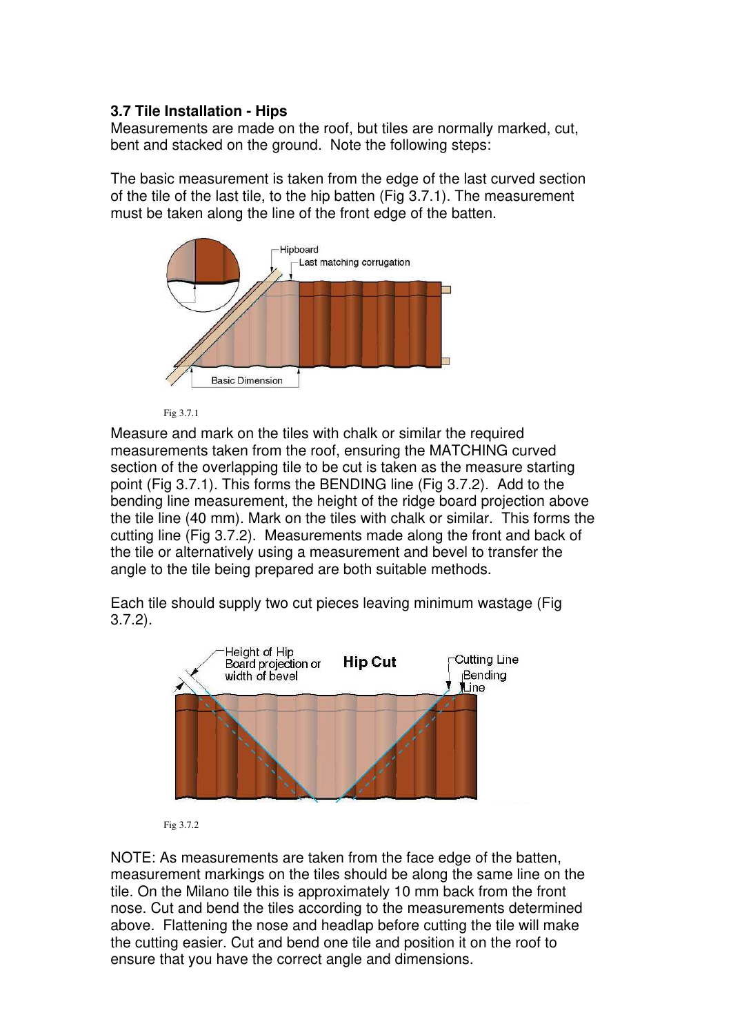### 3.7 Tile Installation - Hips

Measurements are made on the roof, but tiles are normally marked, cut, bent and stacked on the ground. Note the following steps:

The basic measurement is taken from the edge of the last curved section of the tile of the last tile, to the hip batten (Fig 3.7.1). The measurement must be taken along the line of the front edge of the batten.

Fig 3.7.1

Measure and mark on the tiles with chalk or similar the required measurements taken from the roof, ensuring the MATCHING curved section of the overlapping tile to be cut is taken as the measure starting point (Fig 3.7.1). This forms the BENDING line (Fig 3.7.2). Add to the bending line measurement, the height of the ridge board projection above the tile line (40 mm). Mark on the tiles with chalk or similar. This forms the cutting line (Fig 3.7.2). Measurements made along the front and back of the tile or alternatively using a measurement and bevel to transfer the angle to the tile being prepared are both suitable methods.

Each tile should supply two cut pieces leaving minimum wastage (Fig 3.7.2).

Fig 3.7.2

NOTE: As measurements are taken from the face edge of the batten, measurement markings on the tiles should be along the same line on the tile. On the Milano tile this is approximately 10 mm back from the front nose. Cut and bend the tiles according to the measurements determined above. Flattening the nose and headlap before cutting the tile will make the cutting easier. Cut and bend one tile and position it on the roof to ensure that you have the correct angle and dimensions.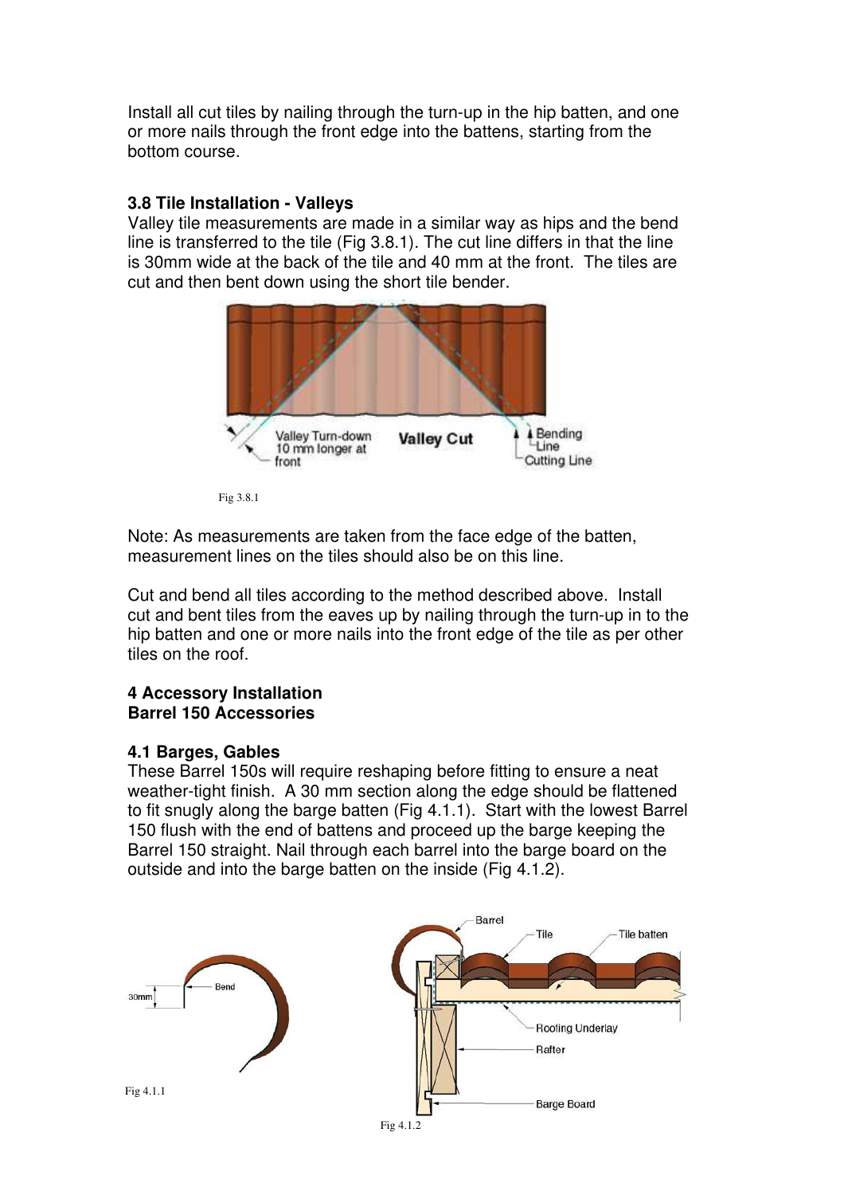Install all cut tiles by nailing through the turn-up in the hip batten, and one or more nails through the front edge into the battens, starting from the bottom course.

### 3.8 Tile Installation - Valleys

Valley tile measurements are made in a similar way as hips and the bend line is transferred to the tile (Fig 3.8.1). The cut line differs in that the line is 30mm wide at the back of the tile and 40 mm at the front. The tiles are cut and then bent down using the short tile bender.

Fig 3.8.1

Note: As measurements are taken from the face edge of the batten, measurement lines on the tiles should also be on this line.

Cut and bend all tiles according to the method described above. Install cut and bent tiles from the eaves up by nailing through the turn-up in to the hip batten and one or more nails into the front edge of the tile as per other tiles on the roof.

## 4 Accessory Installation
## Barrel 150 Accessories

### 4.1 Barges, Gables

These Barrel 150s will require reshaping before fitting to ensure a neat weather-tight finish. A 30 mm section along the edge should be flattened to fit snugly along the barge batten (Fig 4.1.1). Start with the lowest Barrel 150 flush with the end of battens and proceed up the barge keeping the Barrel 150 straight. Nail through each barrel into the barge board on the outside and into the barge batten on the inside (Fig 4.1.2).

Fig 4.1.1

Fig 4.1.2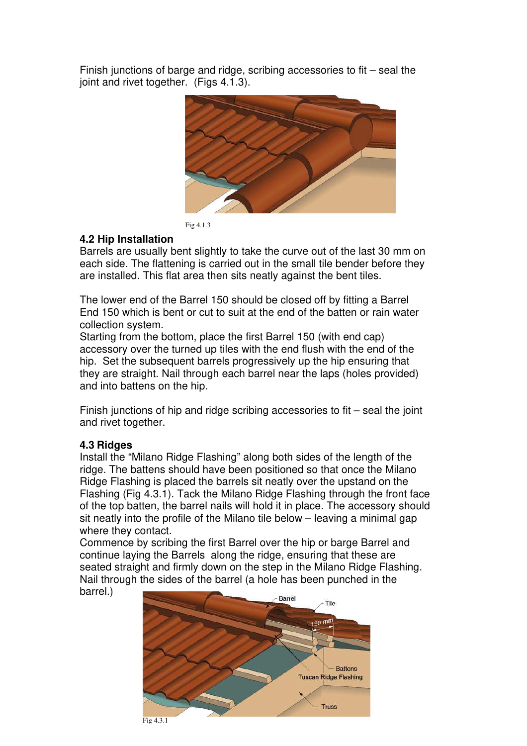Finish junctions of barge and ridge, scribing accessories to fit – seal the joint and rivet together. (Figs 4.1.3).

Fig 4.1.3

### 4.2 Hip Installation

Barrels are usually bent slightly to take the curve out of the last 30 mm on each side. The flattening is carried out in the small tile bender before they are installed. This flat area then sits neatly against the bent tiles.

The lower end of the Barrel 150 should be closed off by fitting a Barrel End 150 which is bent or cut to suit at the end of the batten or rain water collection system.

Starting from the bottom, place the first Barrel 150 (with end cap) accessory over the turned up tiles with the end flush with the end of the hip. Set the subsequent barrels progressively up the hip ensuring that they are straight. Nail through each barrel near the laps (holes provided) and into battens on the hip.

Finish junctions of hip and ridge scribing accessories to fit – seal the joint and rivet together.

### 4.3 Ridges

Install the "Milano Ridge Flashing" along both sides of the length of the ridge. The battens should have been positioned so that once the Milano Ridge Flashing is placed the barrels sit neatly over the upstand on the Flashing (Fig 4.3.1). Tack the Milano Ridge Flashing through the front face of the top batten, the barrel nails will hold it in place. The accessory should sit neatly into the profile of the Milano tile below – leaving a minimal gap where they contact.

Commence by scribing the first Barrel over the hip or barge Barrel and continue laying the Barrels along the ridge, ensuring that these are seated straight and firmly down on the step in the Milano Ridge Flashing. Nail through the sides of the barrel (a hole has been punched in the barrel.)

Fig 4.3.1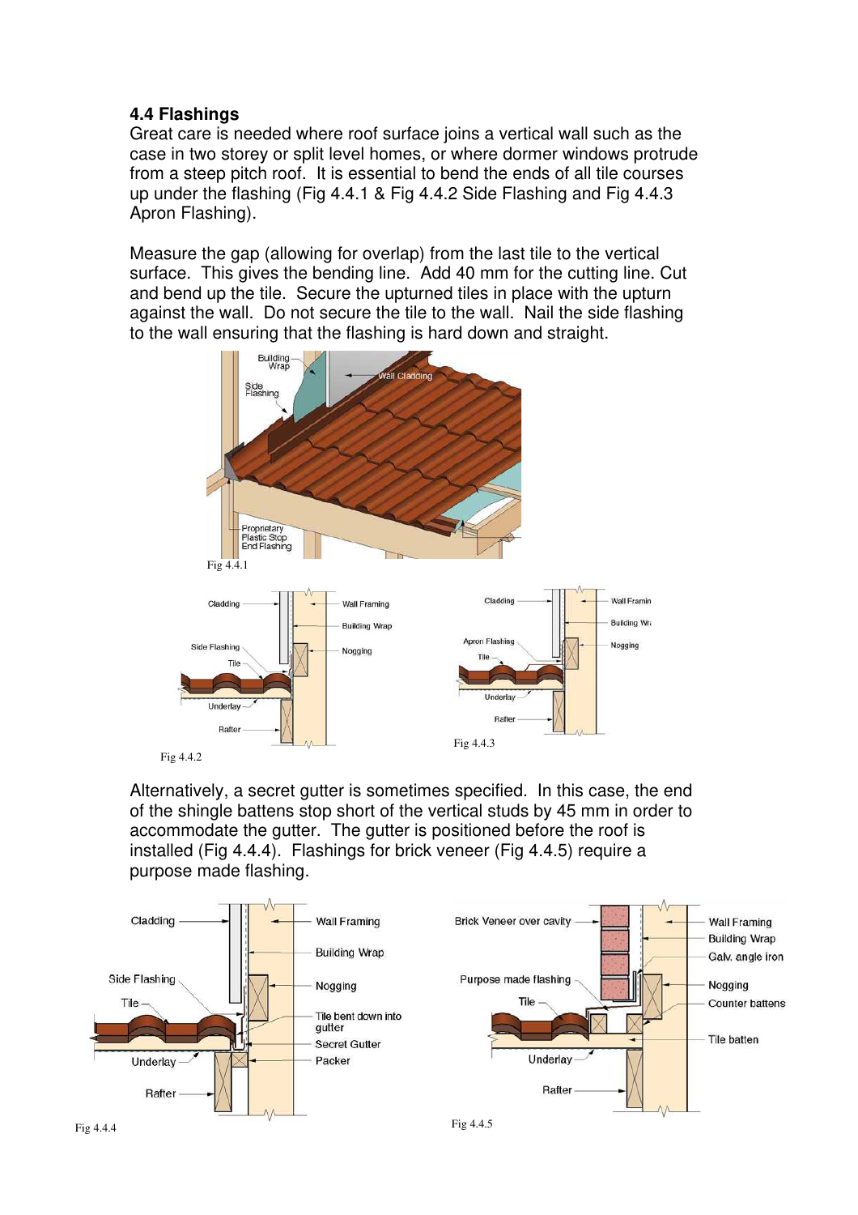### 4.4 Flashings

Great care is needed where roof surface joins a vertical wall such as the case in two storey or split level homes, or where dormer windows protrude from a steep pitch roof. It is essential to bend the ends of all tile courses up under the flashing (Fig 4.4.1 & Fig 4.4.2 Side Flashing and Fig 4.4.3 Apron Flashing).

Measure the gap (allowing for overlap) from the last tile to the vertical surface. This gives the bending line. Add 40 mm for the cutting line. Cut and bend up the tile. Secure the upturned tiles in place with the upturn against the wall. Do not secure the tile to the wall. Nail the side flashing to the wall ensuring that the flashing is hard down and straight.

Fig 4.4.1

Fig 4.4.2

Fig 4.4.3

Alternatively, a secret gutter is sometimes specified. In this case, the end of the shingle battens stop short of the vertical studs by 45 mm in order to accommodate the gutter. The gutter is positioned before the roof is installed (Fig 4.4.4). Flashings for brick veneer (Fig 4.4.5) require a purpose made flashing.

Fig 4.4.4

Fig 4.4.5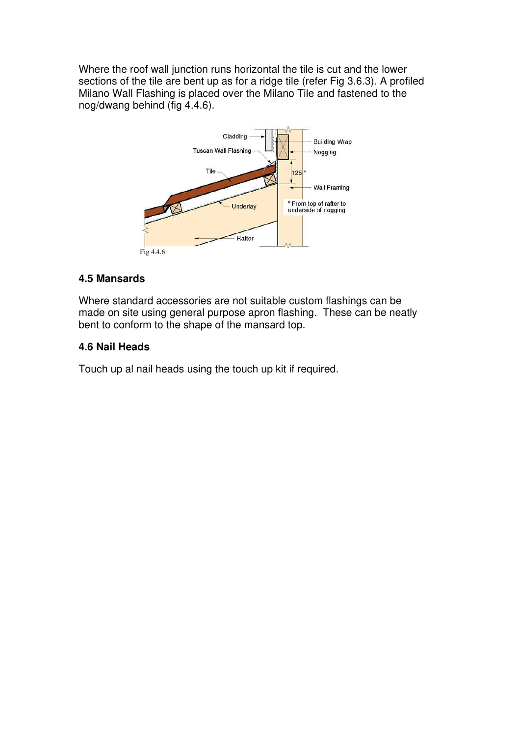Where the roof wall junction runs horizontal the tile is cut and the lower sections of the tile are bent up as for a ridge tile (refer Fig 3.6.3). A profiled Milano Wall Flashing is placed over the Milano Tile and fastened to the nog/dwang behind (fig 4.4.6).

Fig 4.4.6

## 4.5 Mansards

Where standard accessories are not suitable custom flashings can be made on site using general purpose apron flashing. These can be neatly bent to conform to the shape of the mansard top.

## 4.6 Nail Heads

Touch up al nail heads using the touch up kit if required.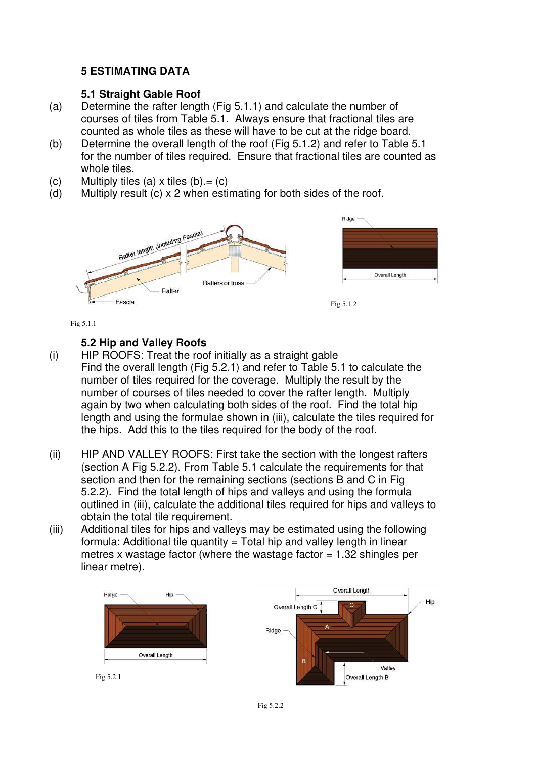## 5 ESTIMATING DATA

### 5.1 Straight Gable Roof

(a) Determine the rafter length (Fig 5.1.1) and calculate the number of courses of tiles from Table 5.1. Always ensure that fractional tiles are counted as whole tiles as these will have to be cut at the ridge board.

(b) Determine the overall length of the roof (Fig 5.1.2) and refer to Table 5.1 for the number of tiles required. Ensure that fractional tiles are counted as whole tiles.

(c) Multiply tiles (a) x tiles (b).= (c)

(d) Multiply result (c) x 2 when estimating for both sides of the roof.

Fig 5.1.1

Fig 5.1.2

### 5.2 Hip and Valley Roofs

(i) HIP ROOFS: Treat the roof initially as a straight gable
Find the overall length (Fig 5.2.1) and refer to Table 5.1 to calculate the number of tiles required for the coverage. Multiply the result by the number of courses of tiles needed to cover the rafter length. Multiply again by two when calculating both sides of the roof. Find the total hip length and using the formulae shown in (iii), calculate the tiles required for the hips. Add this to the tiles required for the body of the roof.

(ii) HIP AND VALLEY ROOFS: First take the section with the longest rafters (section A Fig 5.2.2). From Table 5.1 calculate the requirements for that section and then for the remaining sections (sections B and C in Fig 5.2.2). Find the total length of hips and valleys and using the formula outlined in (iii), calculate the additional tiles required for hips and valleys to obtain the total tile requirement.

(iii) Additional tiles for hips and valleys may be estimated using the following formula: Additional tile quantity = Total hip and valley length in linear metres x wastage factor (where the wastage factor = 1.32 shingles per linear metre).

Fig 5.2.1

Fig 5.2.2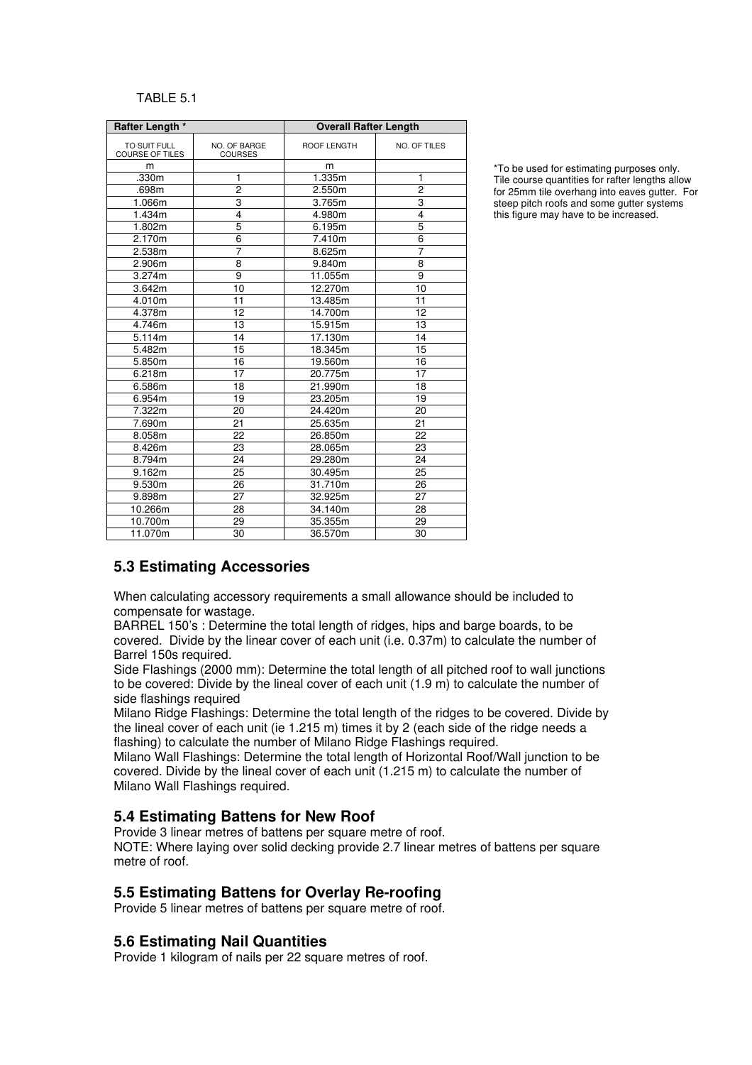TABLE 5.1

| Rafter Length * | | Overall Rafter Length | |
|---|---|---|---|
| TO SUIT FULL COURSE OF TILES | NO. OF BARGE COURSES | ROOF LENGTH | NO. OF TILES |
| m | | m | |
| .330m | 1 | 1.335m | 1 |
| .698m | 2 | 2.550m | 2 |
| 1.066m | 3 | 3.765m | 3 |
| 1.434m | 4 | 4.980m | 4 |
| 1.802m | 5 | 6.195m | 5 |
| 2.170m | 6 | 7.410m | 6 |
| 2.538m | 7 | 8.625m | 7 |
| 2.906m | 8 | 9.840m | 8 |
| 3.274m | 9 | 11.055m | 9 |
| 3.642m | 10 | 12.270m | 10 |
| 4.010m | 11 | 13.485m | 11 |
| 4.378m | 12 | 14.700m | 12 |
| 4.746m | 13 | 15.915m | 13 |
| 5.114m | 14 | 17.130m | 14 |
| 5.482m | 15 | 18.345m | 15 |
| 5.850m | 16 | 19.560m | 16 |
| 6.218m | 17 | 20.775m | 17 |
| 6.586m | 18 | 21.990m | 18 |
| 6.954m | 19 | 23.205m | 19 |
| 7.322m | 20 | 24.420m | 20 |
| 7.690m | 21 | 25.635m | 21 |
| 8.058m | 22 | 26.850m | 22 |
| 8.426m | 23 | 28.065m | 23 |
| 8.794m | 24 | 29.280m | 24 |
| 9.162m | 25 | 30.495m | 25 |
| 9.530m | 26 | 31.710m | 26 |
| 9.898m | 27 | 32.925m | 27 |
| 10.266m | 28 | 34.140m | 28 |
| 10.700m | 29 | 35.355m | 29 |
| 11.070m | 30 | 36.570m | 30 |

*To be used for estimating purposes only. Tile course quantities for rafter lengths allow for 25mm tile overhang into eaves gutter. For steep pitch roofs and some gutter systems this figure may have to be increased.

## 5.3 Estimating Accessories

When calculating accessory requirements a small allowance should be included to compensate for wastage.

BARREL 150's : Determine the total length of ridges, hips and barge boards, to be covered. Divide by the linear cover of each unit (i.e. 0.37m) to calculate the number of Barrel 150s required.

Side Flashings (2000 mm): Determine the total length of all pitched roof to wall junctions to be covered: Divide by the lineal cover of each unit (1.9 m) to calculate the number of side flashings required

Milano Ridge Flashings: Determine the total length of the ridges to be covered. Divide by the lineal cover of each unit (ie 1.215 m) times it by 2 (each side of the ridge needs a flashing) to calculate the number of Milano Ridge Flashings required.

Milano Wall Flashings: Determine the total length of Horizontal Roof/Wall junction to be covered. Divide by the lineal cover of each unit (1.215 m) to calculate the number of Milano Wall Flashings required.

## 5.4 Estimating Battens for New Roof

Provide 3 linear metres of battens per square metre of roof.

NOTE: Where laying over solid decking provide 2.7 linear metres of battens per square metre of roof.

## 5.5 Estimating Battens for Overlay Re-roofing

Provide 5 linear metres of battens per square metre of roof.

## 5.6 Estimating Nail Quantities

Provide 1 kilogram of nails per 22 square metres of roof.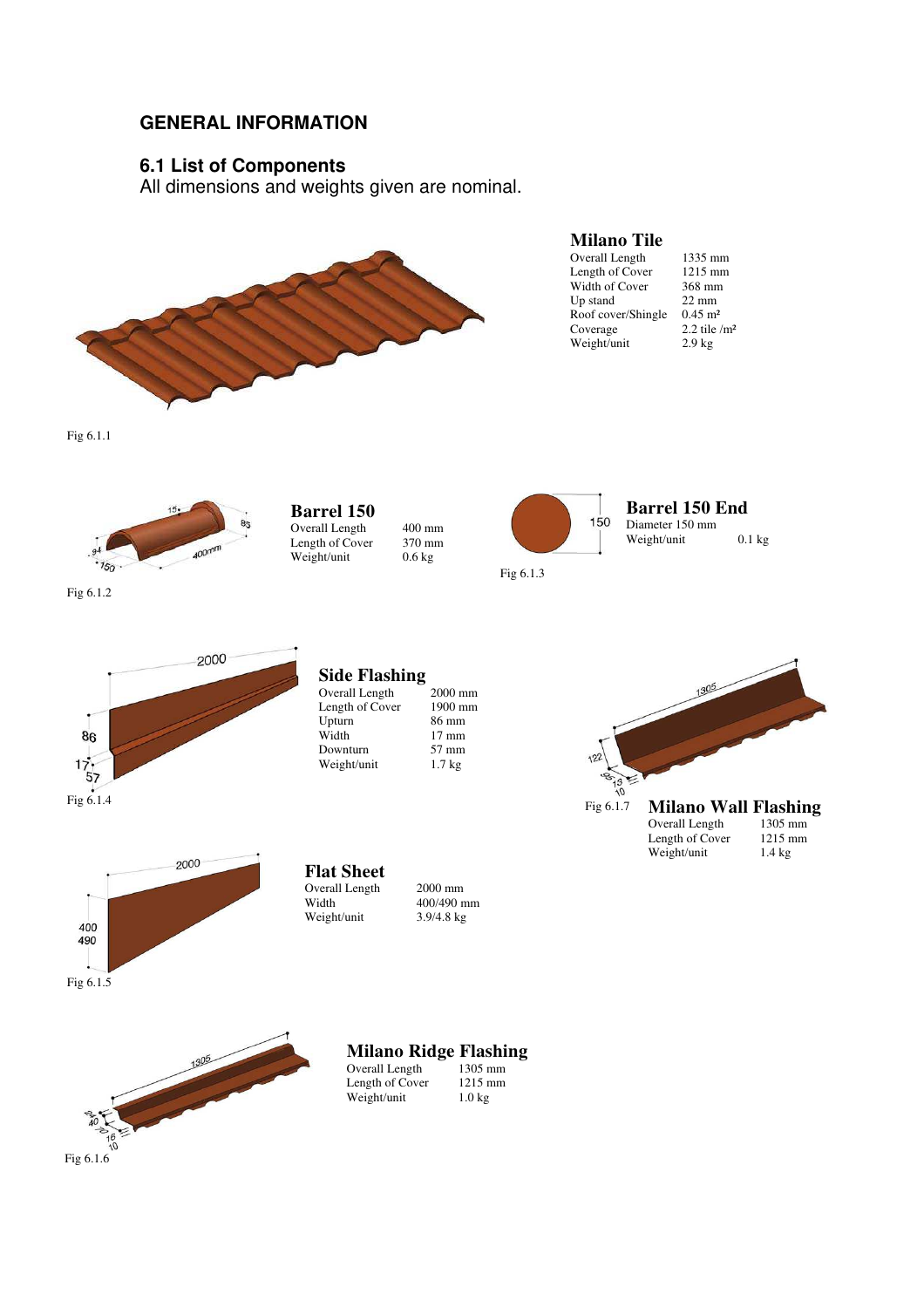## GENERAL INFORMATION

### 6.1 List of Components

All dimensions and weights given are nominal.

### Milano Tile

| | |
|---|---|
| Overall Length | 1335 mm |
| Length of Cover | 1215 mm |
| Width of Cover | 368 mm |
| Up stand | 22 mm |
| Roof cover/Shingle | 0.45 m² |
| Coverage | 2.2 tile /m² |
| Weight/unit | 2.9 kg |

Fig 6.1.1

### Barrel 150

| | |
|---|---|
| Overall Length | 400 mm |
| Length of Cover | 370 mm |
| Weight/unit | 0.6 kg |

Fig 6.1.2

### Barrel 150 End

| | |
|---|---|
| Diameter 150 mm | |
| Weight/unit | 0.1 kg |

Fig 6.1.3

### Side Flashing

| | |
|---|---|
| Overall Length | 2000 mm |
| Length of Cover | 1900 mm |
| Upturn | 86 mm |
| Width | 17 mm |
| Downturn | 57 mm |
| Weight/unit | 1.7 kg |

Fig 6.1.4

### Milano Wall Flashing

Fig 6.1.7

| | |
|---|---|
| Overall Length | 1305 mm |
| Length of Cover | 1215 mm |
| Weight/unit | 1.4 kg |

### Flat Sheet

| | |
|---|---|
| Overall Length | 2000 mm |
| Width | 400/490 mm |
| Weight/unit | 3.9/4.8 kg |

Fig 6.1.5

### Milano Ridge Flashing

| | |
|---|---|
| Overall Length | 1305 mm |
| Length of Cover | 1215 mm |
| Weight/unit | 1.0 kg |

Fig 6.1.6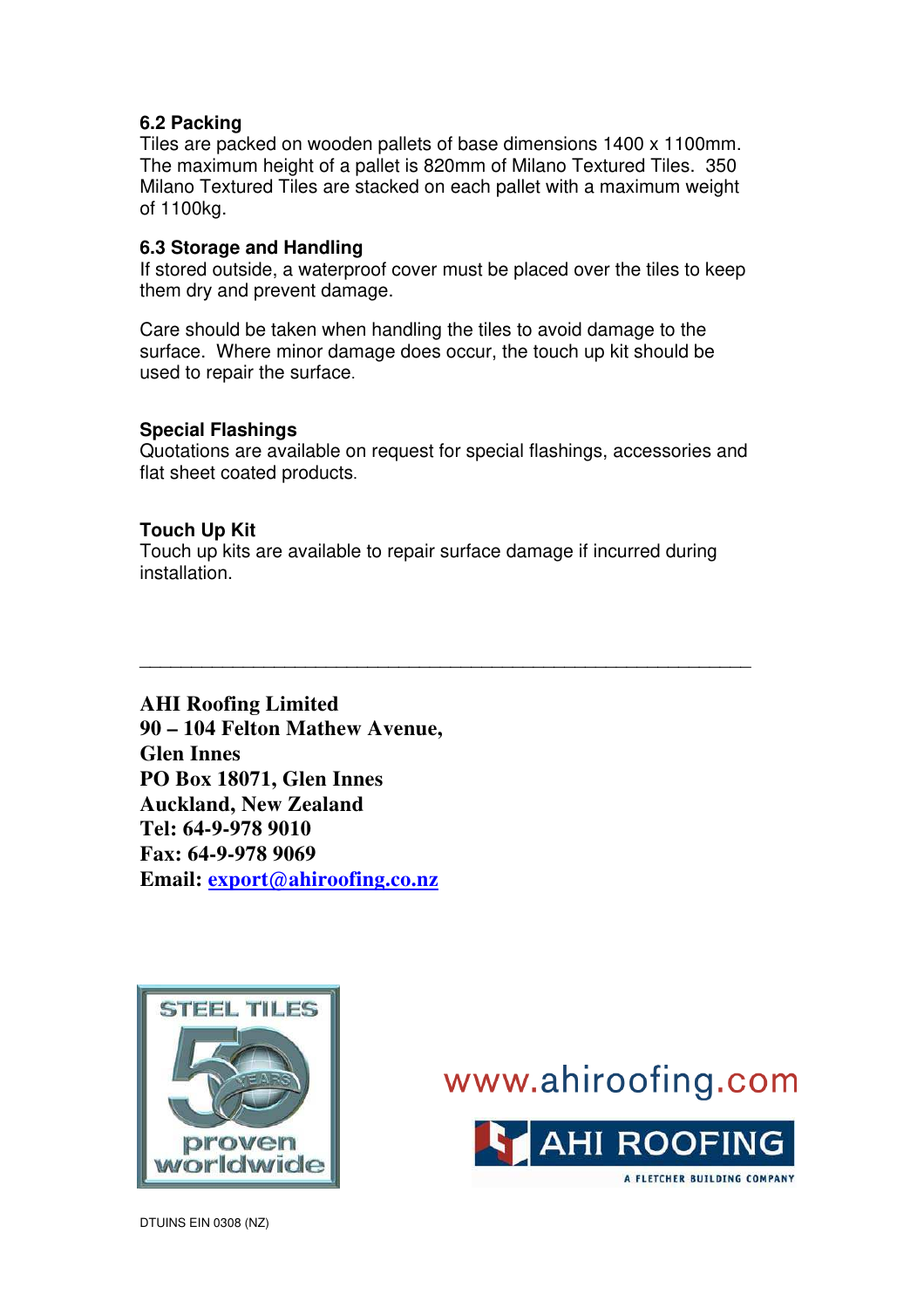### 6.2 Packing

Tiles are packed on wooden pallets of base dimensions 1400 x 1100mm. The maximum height of a pallet is 820mm of Milano Textured Tiles. 350 Milano Textured Tiles are stacked on each pallet with a maximum weight of 1100kg.

### 6.3 Storage and Handling

If stored outside, a waterproof cover must be placed over the tiles to keep them dry and prevent damage.

Care should be taken when handling the tiles to avoid damage to the surface. Where minor damage does occur, the touch up kit should be used to repair the surface.

### Special Flashings

Quotations are available on request for special flashings, accessories and flat sheet coated products.

### Touch Up Kit

Touch up kits are available to repair surface damage if incurred during installation.

---

**AHI Roofing Limited**
**90 – 104 Felton Mathew Avenue,**
**Glen Innes**
**PO Box 18071, Glen Innes**
**Auckland, New Zealand**
**Tel: 64-9-978 9010**
**Fax: 64-9-978 9069**
**Email: export@ahiroofing.co.nz**

STEEL TILES 50 YEARS proven worldwide

www.ahiroofing.com

AHI ROOFING
A FLETCHER BUILDING COMPANY

DTUINS EIN 0308 (NZ)